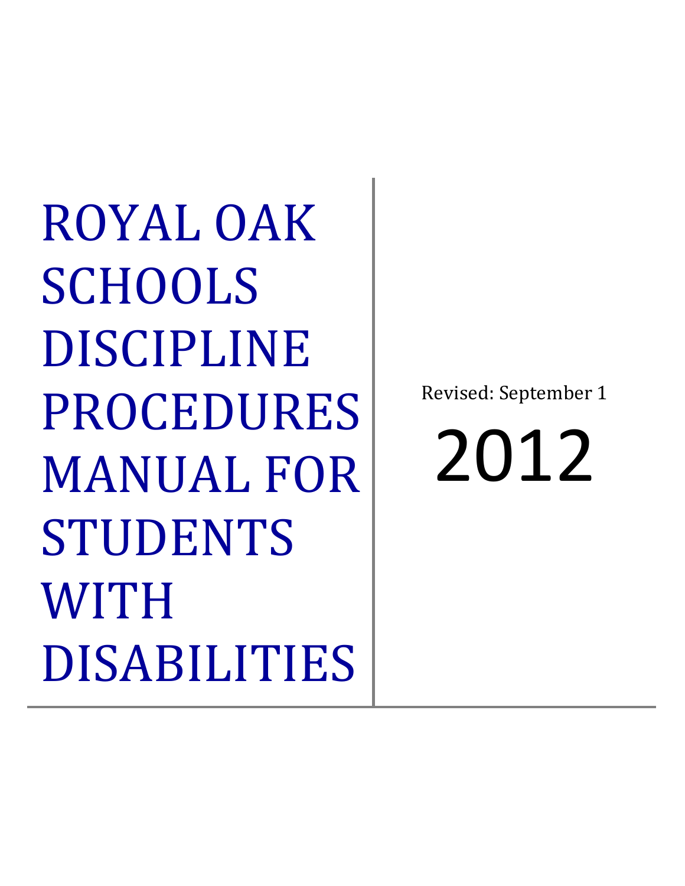# ROYAL OAK SCHOOLS DISCIPLINE PROCEDURES MANUAL FOR STUDENTS WITH DISABILITIES

Revised: September 1

2012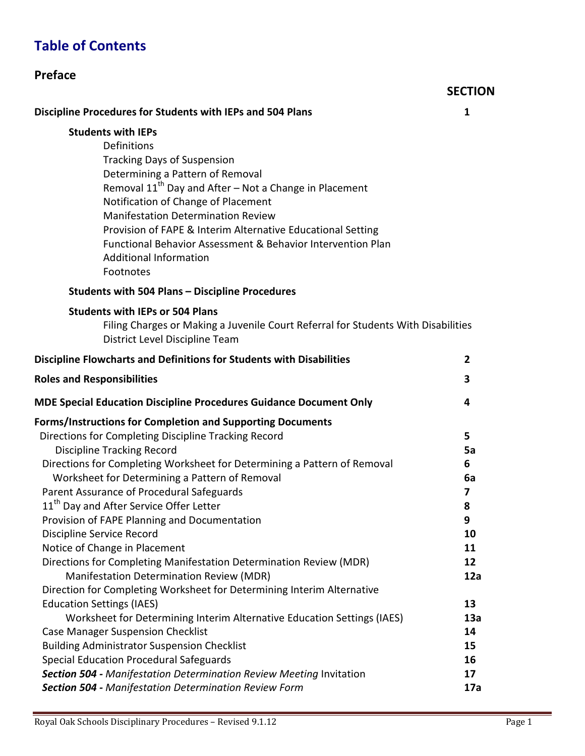# Table of Contents

## Preface

| | SECTION |
|---|---|
| **Discipline Procedures for Students with IEPs and 504 Plans** | **1** |
| **Students with IEPs** | |
| Definitions | |
| Tracking Days of Suspension | |
| Determining a Pattern of Removal | |
| Removal 11th Day and After – Not a Change in Placement | |
| Notification of Change of Placement | |
| Manifestation Determination Review | |
| Provision of FAPE & Interim Alternative Educational Setting | |
| Functional Behavior Assessment & Behavior Intervention Plan | |
| Additional Information | |
| Footnotes | |
| **Students with 504 Plans – Discipline Procedures** | |
| **Students with IEPs or 504 Plans** | |
| Filing Charges or Making a Juvenile Court Referral for Students With Disabilities | |
| District Level Discipline Team | |
| **Discipline Flowcharts and Definitions for Students with Disabilities** | **2** |
| **Roles and Responsibilities** | **3** |
| **MDE Special Education Discipline Procedures Guidance Document Only** | **4** |
| **Forms/Instructions for Completion and Supporting Documents** | |
| Directions for Completing Discipline Tracking Record | **5** |
| Discipline Tracking Record | **5a** |
| Directions for Completing Worksheet for Determining a Pattern of Removal | **6** |
| Worksheet for Determining a Pattern of Removal | **6a** |
| Parent Assurance of Procedural Safeguards | **7** |
| 11th Day and After Service Offer Letter | **8** |
| Provision of FAPE Planning and Documentation | **9** |
| Discipline Service Record | **10** |
| Notice of Change in Placement | **11** |
| Directions for Completing Manifestation Determination Review (MDR) | **12** |
| Manifestation Determination Review (MDR) | **12a** |
| Direction for Completing Worksheet for Determining Interim Alternative Education Settings (IAES) | **13** |
| Worksheet for Determining Interim Alternative Education Settings (IAES) | **13a** |
| Case Manager Suspension Checklist | **14** |
| Building Administrator Suspension Checklist | **15** |
| Special Education Procedural Safeguards | **16** |
| ***Section 504 -*** *Manifestation Determination Review Meeting* Invitation | **17** |
| ***Section 504 -*** *Manifestation Determination Review Form* | **17a** |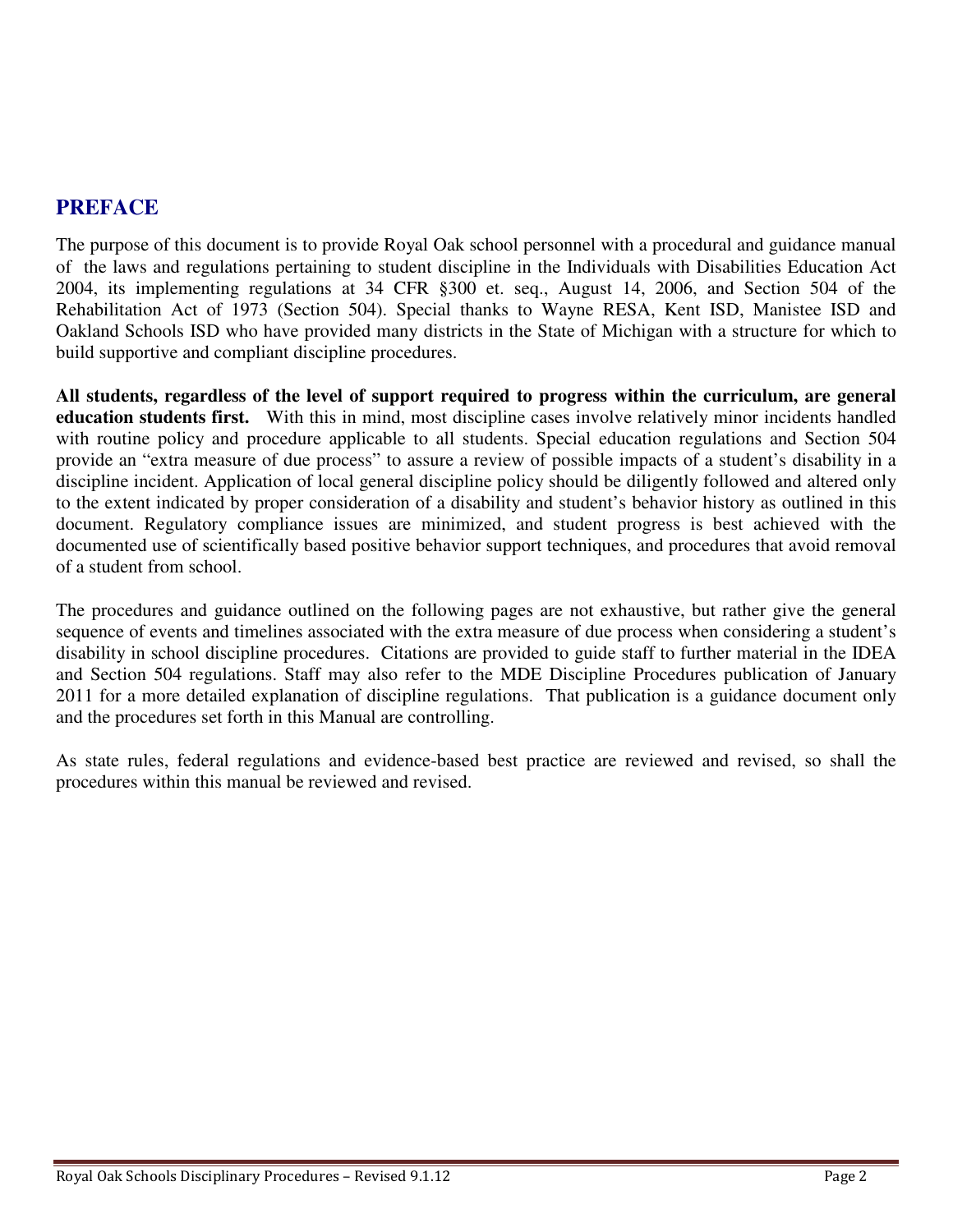## PREFACE

The purpose of this document is to provide Royal Oak school personnel with a procedural and guidance manual of the laws and regulations pertaining to student discipline in the Individuals with Disabilities Education Act 2004, its implementing regulations at 34 CFR §300 et. seq., August 14, 2006, and Section 504 of the Rehabilitation Act of 1973 (Section 504). Special thanks to Wayne RESA, Kent ISD, Manistee ISD and Oakland Schools ISD who have provided many districts in the State of Michigan with a structure for which to build supportive and compliant discipline procedures.

**All students, regardless of the level of support required to progress within the curriculum, are general education students first.** With this in mind, most discipline cases involve relatively minor incidents handled with routine policy and procedure applicable to all students. Special education regulations and Section 504 provide an "extra measure of due process" to assure a review of possible impacts of a student's disability in a discipline incident. Application of local general discipline policy should be diligently followed and altered only to the extent indicated by proper consideration of a disability and student's behavior history as outlined in this document. Regulatory compliance issues are minimized, and student progress is best achieved with the documented use of scientifically based positive behavior support techniques, and procedures that avoid removal of a student from school.

The procedures and guidance outlined on the following pages are not exhaustive, but rather give the general sequence of events and timelines associated with the extra measure of due process when considering a student's disability in school discipline procedures. Citations are provided to guide staff to further material in the IDEA and Section 504 regulations. Staff may also refer to the MDE Discipline Procedures publication of January 2011 for a more detailed explanation of discipline regulations. That publication is a guidance document only and the procedures set forth in this Manual are controlling.

As state rules, federal regulations and evidence-based best practice are reviewed and revised, so shall the procedures within this manual be reviewed and revised.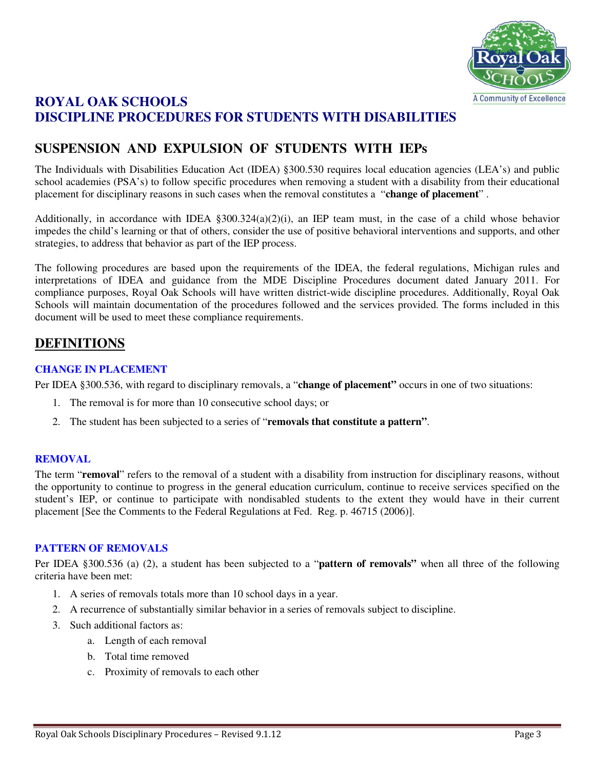# ROYAL OAK SCHOOLS
# DISCIPLINE PROCEDURES FOR STUDENTS WITH DISABILITIES

## SUSPENSION AND EXPULSION OF STUDENTS WITH IEPs

The Individuals with Disabilities Education Act (IDEA) §300.530 requires local education agencies (LEA's) and public school academies (PSA's) to follow specific procedures when removing a student with a disability from their educational placement for disciplinary reasons in such cases when the removal constitutes a "**change of placement**".

Additionally, in accordance with IDEA §300.324(a)(2)(i), an IEP team must, in the case of a child whose behavior impedes the child's learning or that of others, consider the use of positive behavioral interventions and supports, and other strategies, to address that behavior as part of the IEP process.

The following procedures are based upon the requirements of the IDEA, the federal regulations, Michigan rules and interpretations of IDEA and guidance from the MDE Discipline Procedures document dated January 2011. For compliance purposes, Royal Oak Schools will have written district-wide discipline procedures. Additionally, Royal Oak Schools will maintain documentation of the procedures followed and the services provided. The forms included in this document will be used to meet these compliance requirements.

## DEFINITIONS

### CHANGE IN PLACEMENT

Per IDEA §300.536, with regard to disciplinary removals, a "**change of placement"** occurs in one of two situations:

1. The removal is for more than 10 consecutive school days; or
2. The student has been subjected to a series of "**removals that constitute a pattern"**.

### REMOVAL

The term "**removal**" refers to the removal of a student with a disability from instruction for disciplinary reasons, without the opportunity to continue to progress in the general education curriculum, continue to receive services specified on the student's IEP, or continue to participate with nondisabled students to the extent they would have in their current placement [See the Comments to the Federal Regulations at Fed. Reg. p. 46715 (2006)].

### PATTERN OF REMOVALS

Per IDEA §300.536 (a) (2), a student has been subjected to a "**pattern of removals"** when all three of the following criteria have been met:

1. A series of removals totals more than 10 school days in a year.
2. A recurrence of substantially similar behavior in a series of removals subject to discipline.
3. Such additional factors as:
   a. Length of each removal
   b. Total time removed
   c. Proximity of removals to each other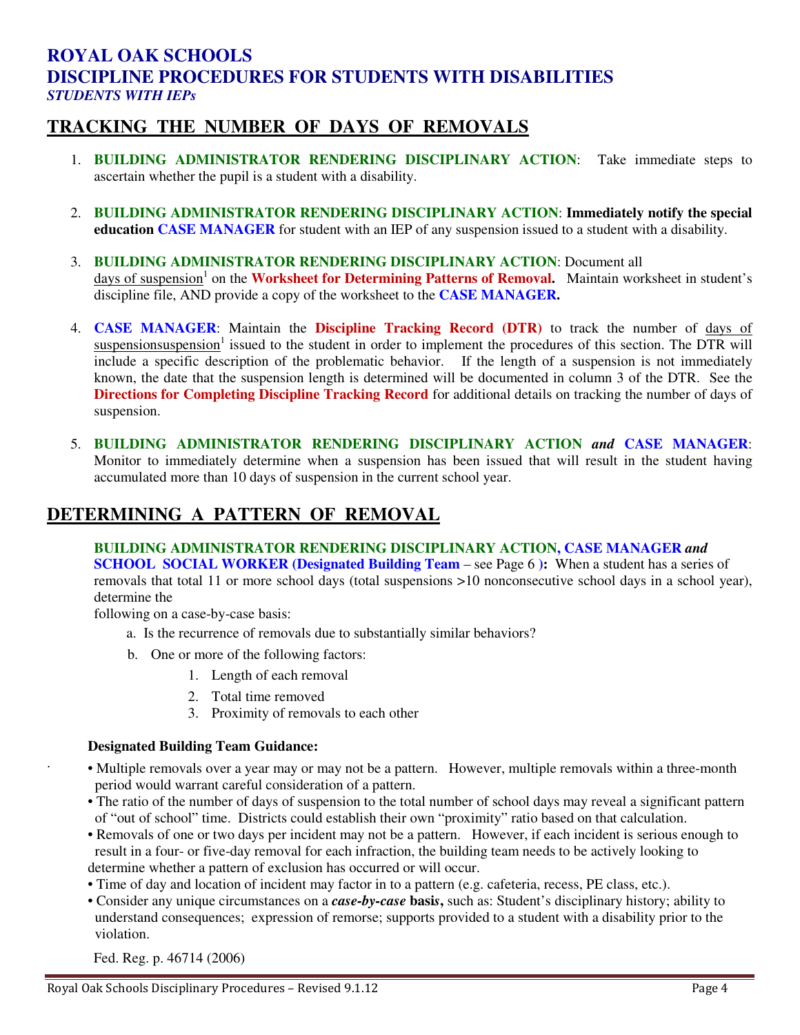# ROYAL OAK SCHOOLS
# DISCIPLINE PROCEDURES FOR STUDENTS WITH DISABILITIES
***STUDENTS WITH IEPs***

## TRACKING THE NUMBER OF DAYS OF REMOVALS

1. **BUILDING ADMINISTRATOR RENDERING DISCIPLINARY ACTION**: Take immediate steps to ascertain whether the pupil is a student with a disability.

2. **BUILDING ADMINISTRATOR RENDERING DISCIPLINARY ACTION**: **Immediately notify the special education CASE MANAGER** for student with an IEP of any suspension issued to a student with a disability.

3. **BUILDING ADMINISTRATOR RENDERING DISCIPLINARY ACTION**: Document all days of suspension[1] on the **Worksheet for Determining Patterns of Removal.** Maintain worksheet in student's discipline file, AND provide a copy of the worksheet to the **CASE MANAGER.**

4. **CASE MANAGER**: Maintain the **Discipline Tracking Record (DTR)** to track the number of days of suspensionsuspension[1] issued to the student in order to implement the procedures of this section. The DTR will include a specific description of the problematic behavior. If the length of a suspension is not immediately known, the date that the suspension length is determined will be documented in column 3 of the DTR. See the **Directions for Completing Discipline Tracking Record** for additional details on tracking the number of days of suspension.

5. **BUILDING ADMINISTRATOR RENDERING DISCIPLINARY ACTION** ***and*** **CASE MANAGER**: Monitor to immediately determine when a suspension has been issued that will result in the student having accumulated more than 10 days of suspension in the current school year.

## DETERMINING A PATTERN OF REMOVAL

**BUILDING ADMINISTRATOR RENDERING DISCIPLINARY ACTION, CASE MANAGER** ***and*** **SCHOOL SOCIAL WORKER (Designated Building Team** – see Page 6 **):** When a student has a series of removals that total 11 or more school days (total suspensions >10 nonconsecutive school days in a school year), determine the following on a case-by-case basis:

a. Is the recurrence of removals due to substantially similar behaviors?
b. One or more of the following factors:
   1. Length of each removal
   2. Total time removed
   3. Proximity of removals to each other

**Designated Building Team Guidance:**

- Multiple removals over a year may or may not be a pattern. However, multiple removals within a three-month period would warrant careful consideration of a pattern.
- The ratio of the number of days of suspension to the total number of school days may reveal a significant pattern of "out of school" time. Districts could establish their own "proximity" ratio based on that calculation.
- Removals of one or two days per incident may not be a pattern. However, if each incident is serious enough to result in a four- or five-day removal for each infraction, the building team needs to be actively looking to determine whether a pattern of exclusion has occurred or will occur.
- Time of day and location of incident may factor in to a pattern (e.g. cafeteria, recess, PE class, etc.).
- Consider any unique circumstances on a ***case-by-case*** **basis,** such as: Student's disciplinary history; ability to understand consequences; expression of remorse; supports provided to a student with a disability prior to the violation.

Fed. Reg. p. 46714 (2006)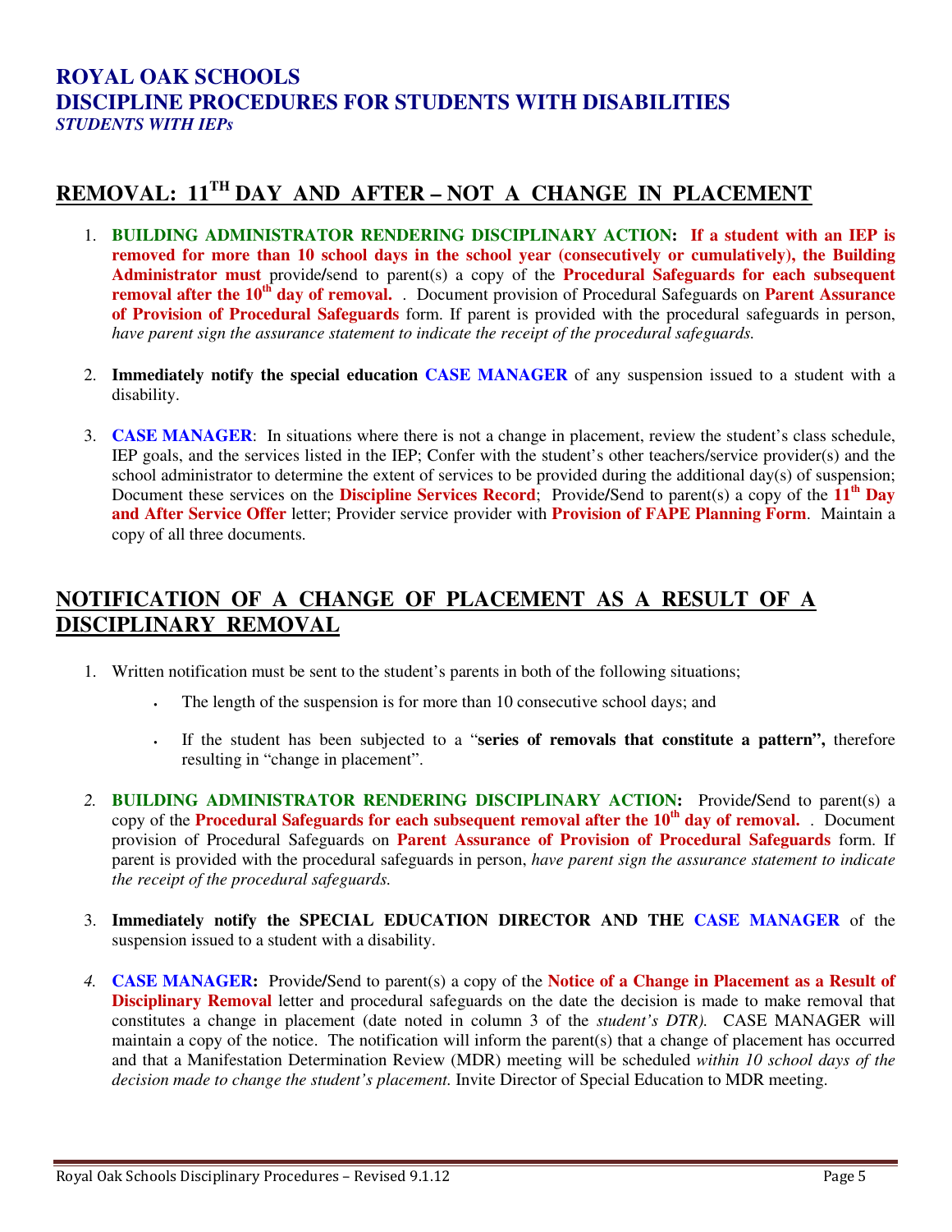# ROYAL OAK SCHOOLS
# DISCIPLINE PROCEDURES FOR STUDENTS WITH DISABILITIES
***STUDENTS WITH IEPs***

## REMOVAL: 11TH DAY AND AFTER – NOT A CHANGE IN PLACEMENT

1. **BUILDING ADMINISTRATOR RENDERING DISCIPLINARY ACTION: If a student with an IEP is removed for more than 10 school days in the school year (consecutively or cumulatively), the Building Administrator must** provide/send to parent(s) a copy of the **Procedural Safeguards for each subsequent removal after the 10th day of removal.** . Document provision of Procedural Safeguards on **Parent Assurance of Provision of Procedural Safeguards** form. If parent is provided with the procedural safeguards in person, *have parent sign the assurance statement to indicate the receipt of the procedural safeguards.*

2. **Immediately notify the special education CASE MANAGER** of any suspension issued to a student with a disability.

3. **CASE MANAGER**: In situations where there is not a change in placement, review the student's class schedule, IEP goals, and the services listed in the IEP; Confer with the student's other teachers/service provider(s) and the school administrator to determine the extent of services to be provided during the additional day(s) of suspension; Document these services on the **Discipline Services Record**; Provide/Send to parent(s) a copy of the **11th Day and After Service Offer** letter; Provider service provider with **Provision of FAPE Planning Form**. Maintain a copy of all three documents.

## NOTIFICATION OF A CHANGE OF PLACEMENT AS A RESULT OF A DISCIPLINARY REMOVAL

1. Written notification must be sent to the student's parents in both of the following situations;
   - The length of the suspension is for more than 10 consecutive school days; and
   - If the student has been subjected to a "**series of removals that constitute a pattern",** therefore resulting in "change in placement".

2. **BUILDING ADMINISTRATOR RENDERING DISCIPLINARY ACTION:** Provide/Send to parent(s) a copy of the **Procedural Safeguards for each subsequent removal after the 10th day of removal.** . Document provision of Procedural Safeguards on **Parent Assurance of Provision of Procedural Safeguards** form. If parent is provided with the procedural safeguards in person, *have parent sign the assurance statement to indicate the receipt of the procedural safeguards.*

3. **Immediately notify the SPECIAL EDUCATION DIRECTOR AND THE CASE MANAGER** of the suspension issued to a student with a disability.

4. **CASE MANAGER:** Provide/Send to parent(s) a copy of the **Notice of a Change in Placement as a Result of Disciplinary Removal** letter and procedural safeguards on the date the decision is made to make removal that constitutes a change in placement (date noted in column 3 of the *student's DTR).* CASE MANAGER will maintain a copy of the notice. The notification will inform the parent(s) that a change of placement has occurred and that a Manifestation Determination Review (MDR) meeting will be scheduled *within 10 school days of the decision made to change the student's placement.* Invite Director of Special Education to MDR meeting.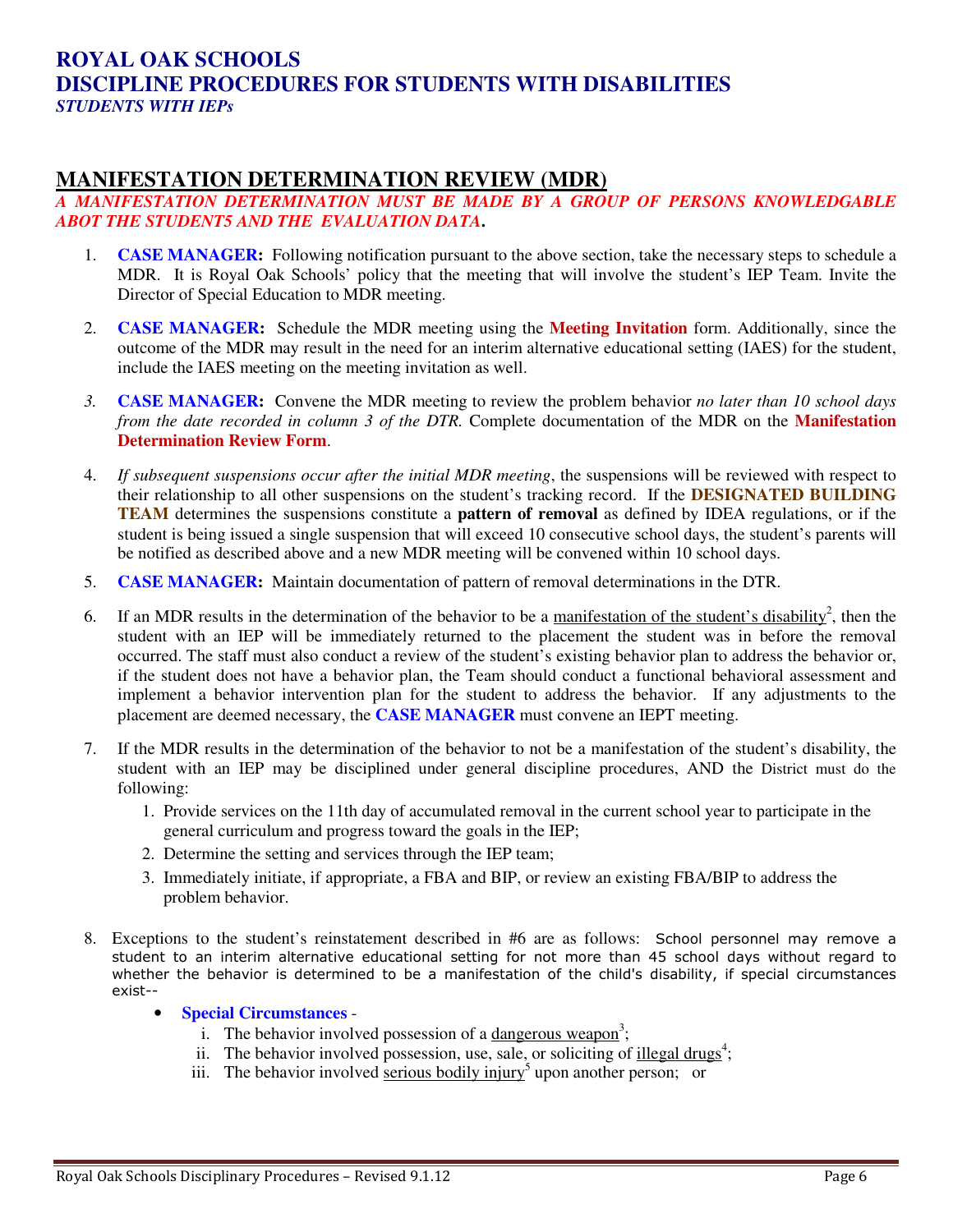# ROYAL OAK SCHOOLS
# DISCIPLINE PROCEDURES FOR STUDENTS WITH DISABILITIES
*STUDENTS WITH IEPs*

## MANIFESTATION DETERMINATION REVIEW (MDR)

***A MANIFESTATION DETERMINATION MUST BE MADE BY A GROUP OF PERSONS KNOWLEDGABLE ABOT THE STUDENT5 AND THE EVALUATION DATA.***

1. **CASE MANAGER:** Following notification pursuant to the above section, take the necessary steps to schedule a MDR. It is Royal Oak Schools' policy that the meeting that will involve the student's IEP Team. Invite the Director of Special Education to MDR meeting.

2. **CASE MANAGER:** Schedule the MDR meeting using the **Meeting Invitation** form. Additionally, since the outcome of the MDR may result in the need for an interim alternative educational setting (IAES) for the student, include the IAES meeting on the meeting invitation as well.

3. **CASE MANAGER:** Convene the MDR meeting to review the problem behavior *no later than 10 school days from the date recorded in column 3 of the DTR.* Complete documentation of the MDR on the **Manifestation Determination Review Form**.

4. *If subsequent suspensions occur after the initial MDR meeting*, the suspensions will be reviewed with respect to their relationship to all other suspensions on the student's tracking record. If the **DESIGNATED BUILDING TEAM** determines the suspensions constitute a **pattern of removal** as defined by IDEA regulations, or if the student is being issued a single suspension that will exceed 10 consecutive school days, the student's parents will be notified as described above and a new MDR meeting will be convened within 10 school days.

5. **CASE MANAGER:** Maintain documentation of pattern of removal determinations in the DTR.

6. If an MDR results in the determination of the behavior to be a manifestation of the student's disability[2], then the student with an IEP will be immediately returned to the placement the student was in before the removal occurred. The staff must also conduct a review of the student's existing behavior plan to address the behavior or, if the student does not have a behavior plan, the Team should conduct a functional behavioral assessment and implement a behavior intervention plan for the student to address the behavior. If any adjustments to the placement are deemed necessary, the **CASE MANAGER** must convene an IEPT meeting.

7. If the MDR results in the determination of the behavior to not be a manifestation of the student's disability, the student with an IEP may be disciplined under general discipline procedures, AND the District must do the following:
   1. Provide services on the 11th day of accumulated removal in the current school year to participate in the general curriculum and progress toward the goals in the IEP;
   2. Determine the setting and services through the IEP team;
   3. Immediately initiate, if appropriate, a FBA and BIP, or review an existing FBA/BIP to address the problem behavior.

8. Exceptions to the student's reinstatement described in #6 are as follows: School personnel may remove a student to an interim alternative educational setting for not more than 45 school days without regard to whether the behavior is determined to be a manifestation of the child's disability, if special circumstances exist--
   - **Special Circumstances** -
     i. The behavior involved possession of a dangerous weapon[3];
     ii. The behavior involved possession, use, sale, or soliciting of illegal drugs[4];
     iii. The behavior involved serious bodily injury[5] upon another person; or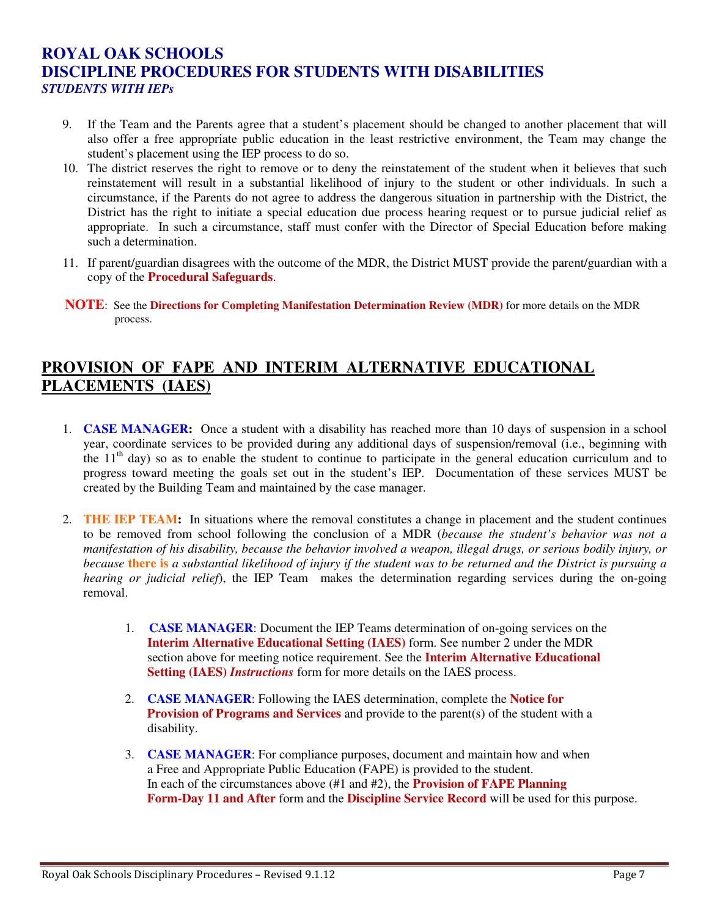9. If the Team and the Parents agree that a student's placement should be changed to another placement that will also offer a free appropriate public education in the least restrictive environment, the Team may change the student's placement using the IEP process to do so.
10. The district reserves the right to remove or to deny the reinstatement of the student when it believes that such reinstatement will result in a substantial likelihood of injury to the student or other individuals. In such a circumstance, if the Parents do not agree to address the dangerous situation in partnership with the District, the District has the right to initiate a special education due process hearing request or to pursue judicial relief as appropriate. In such a circumstance, staff must confer with the Director of Special Education before making such a determination.
11. If parent/guardian disagrees with the outcome of the MDR, the District MUST provide the parent/guardian with a copy of the **Procedural Safeguards**.

**NOTE**: See the **Directions for Completing Manifestation Determination Review (MDR)** for more details on the MDR process.

## PROVISION OF FAPE AND INTERIM ALTERNATIVE EDUCATIONAL PLACEMENTS (IAES)

1. **CASE MANAGER:** Once a student with a disability has reached more than 10 days of suspension in a school year, coordinate services to be provided during any additional days of suspension/removal (i.e., beginning with the 11th day) so as to enable the student to continue to participate in the general education curriculum and to progress toward meeting the goals set out in the student's IEP. Documentation of these services MUST be created by the Building Team and maintained by the case manager.

2. **THE IEP TEAM:** In situations where the removal constitutes a change in placement and the student continues to be removed from school following the conclusion of a MDR (*because the student's behavior was not a manifestation of his disability, because the behavior involved a weapon, illegal drugs, or serious bodily injury, or because* there is *a substantial likelihood of injury if the student was to be returned and the District is pursuing a hearing or judicial relief*), the IEP Team makes the determination regarding services during the on-going removal.

    1. **CASE MANAGER**: Document the IEP Teams determination of on-going services on the **Interim Alternative Educational Setting (IAES)** form. See number 2 under the MDR section above for meeting notice requirement. See the **Interim Alternative Educational Setting (IAES) *Instructions*** form for more details on the IAES process.

    2. **CASE MANAGER**: Following the IAES determination, complete the **Notice for Provision of Programs and Services** and provide to the parent(s) of the student with a disability.

    3. **CASE MANAGER**: For compliance purposes, document and maintain how and when a Free and Appropriate Public Education (FAPE) is provided to the student. In each of the circumstances above (#1 and #2), the **Provision of FAPE Planning Form-Day 11 and After** form and the **Discipline Service Record** will be used for this purpose.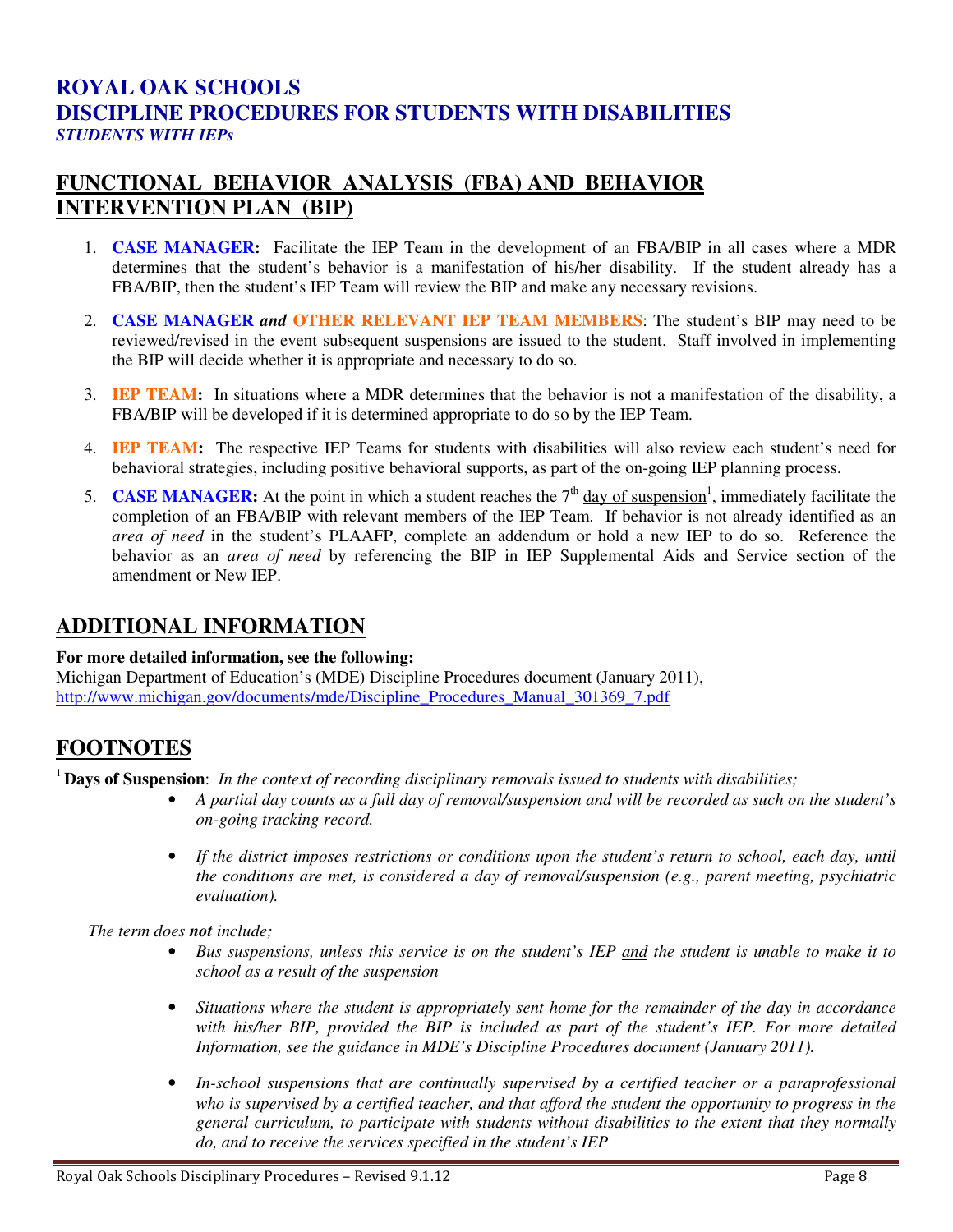# ROYAL OAK SCHOOLS
# DISCIPLINE PROCEDURES FOR STUDENTS WITH DISABILITIES
***STUDENTS WITH IEPs***

## FUNCTIONAL BEHAVIOR ANALYSIS (FBA) AND BEHAVIOR INTERVENTION PLAN (BIP)

1. **CASE MANAGER:** Facilitate the IEP Team in the development of an FBA/BIP in all cases where a MDR determines that the student's behavior is a manifestation of his/her disability. If the student already has a FBA/BIP, then the student's IEP Team will review the BIP and make any necessary revisions.

2. **CASE MANAGER** ***and*** **OTHER RELEVANT IEP TEAM MEMBERS**: The student's BIP may need to be reviewed/revised in the event subsequent suspensions are issued to the student. Staff involved in implementing the BIP will decide whether it is appropriate and necessary to do so.

3. **IEP TEAM:** In situations where a MDR determines that the behavior is not a manifestation of the disability, a FBA/BIP will be developed if it is determined appropriate to do so by the IEP Team.

4. **IEP TEAM:** The respective IEP Teams for students with disabilities will also review each student's need for behavioral strategies, including positive behavioral supports, as part of the on-going IEP planning process.

5. **CASE MANAGER:** At the point in which a student reaches the 7th day of suspension[1], immediately facilitate the completion of an FBA/BIP with relevant members of the IEP Team. If behavior is not already identified as an *area of need* in the student's PLAAFP, complete an addendum or hold a new IEP to do so. Reference the behavior as an *area of need* by referencing the BIP in IEP Supplemental Aids and Service section of the amendment or New IEP.

## ADDITIONAL INFORMATION

**For more detailed information, see the following:**
Michigan Department of Education's (MDE) Discipline Procedures document (January 2011), http://www.michigan.gov/documents/mde/Discipline_Procedures_Manual_301369_7.pdf

## FOOTNOTES

[1] **Days of Suspension**: *In the context of recording disciplinary removals issued to students with disabilities;*

- *A partial day counts as a full day of removal/suspension and will be recorded as such on the student's on-going tracking record.*

- *If the district imposes restrictions or conditions upon the student's return to school, each day, until the conditions are met, is considered a day of removal/suspension (e.g., parent meeting, psychiatric evaluation).*

*The term does* ***not*** *include;*

- *Bus suspensions, unless this service is on the student's IEP and the student is unable to make it to school as a result of the suspension*

- *Situations where the student is appropriately sent home for the remainder of the day in accordance with his/her BIP, provided the BIP is included as part of the student's IEP. For more detailed Information, see the guidance in MDE's Discipline Procedures document (January 2011).*

- *In-school suspensions that are continually supervised by a certified teacher or a paraprofessional who is supervised by a certified teacher, and that afford the student the opportunity to progress in the general curriculum, to participate with students without disabilities to the extent that they normally do, and to receive the services specified in the student's IEP*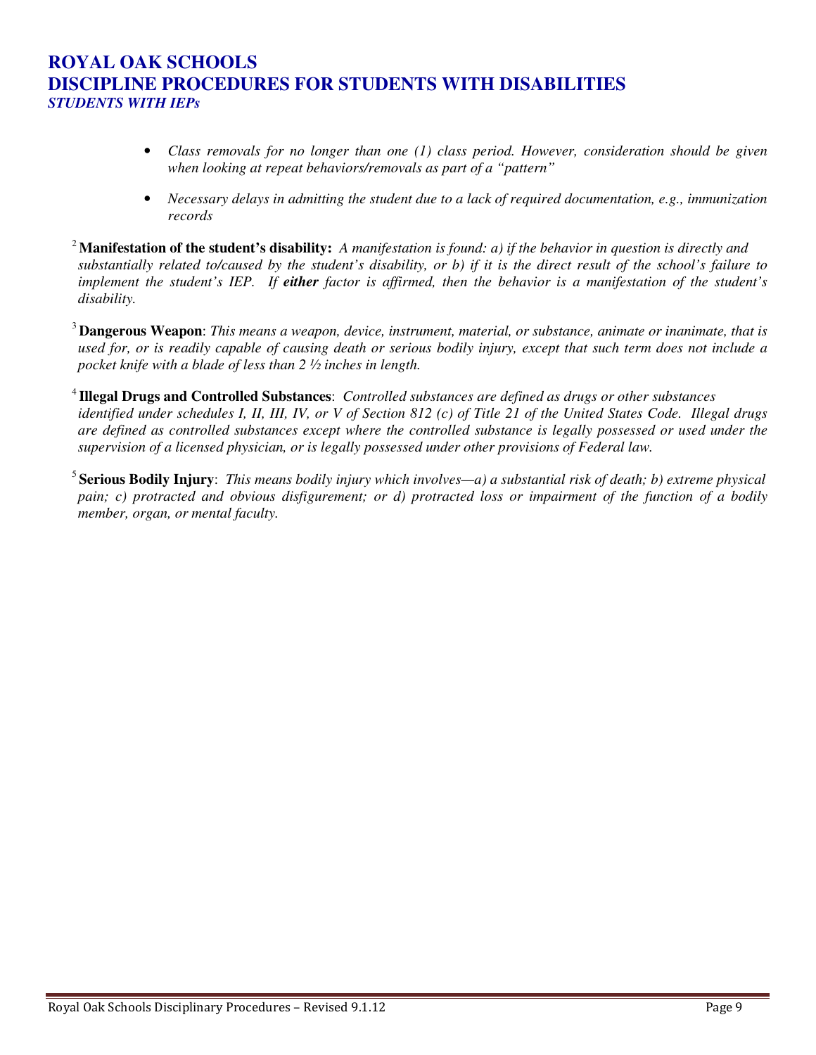# ROYAL OAK SCHOOLS
# DISCIPLINE PROCEDURES FOR STUDENTS WITH DISABILITIES
### *STUDENTS WITH IEPs*

- *Class removals for no longer than one (1) class period. However, consideration should be given when looking at repeat behaviors/removals as part of a "pattern"*
- *Necessary delays in admitting the student due to a lack of required documentation, e.g., immunization records*

[2] **Manifestation of the student's disability:** *A manifestation is found: a) if the behavior in question is directly and substantially related to/caused by the student's disability, or b) if it is the direct result of the school's failure to implement the student's IEP. If* ***either*** *factor is affirmed, then the behavior is a manifestation of the student's disability.*

[3] **Dangerous Weapon**: *This means a weapon, device, instrument, material, or substance, animate or inanimate, that is used for, or is readily capable of causing death or serious bodily injury, except that such term does not include a pocket knife with a blade of less than 2 ½ inches in length.*

[4] **Illegal Drugs and Controlled Substances**: *Controlled substances are defined as drugs or other substances identified under schedules I, II, III, IV, or V of Section 812 (c) of Title 21 of the United States Code. Illegal drugs are defined as controlled substances except where the controlled substance is legally possessed or used under the supervision of a licensed physician, or is legally possessed under other provisions of Federal law.*

[5] **Serious Bodily Injury**: *This means bodily injury which involves—a) a substantial risk of death; b) extreme physical pain; c) protracted and obvious disfigurement; or d) protracted loss or impairment of the function of a bodily member, organ, or mental faculty.*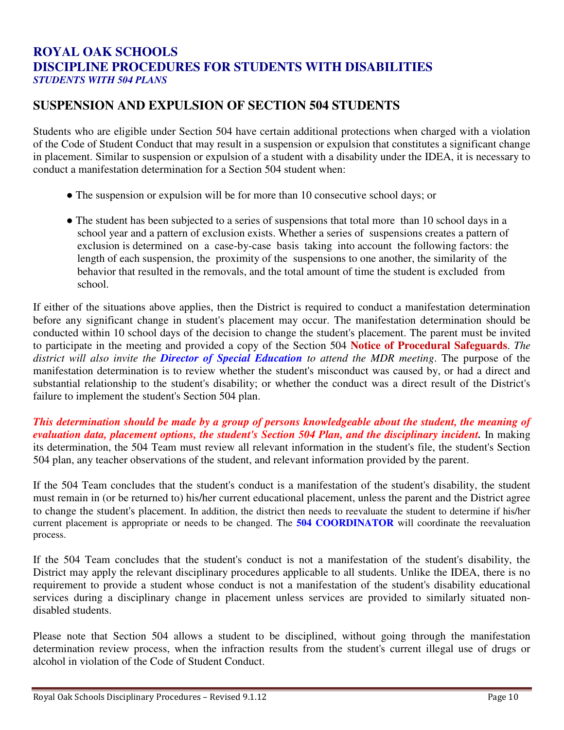# ROYAL OAK SCHOOLS
# DISCIPLINE PROCEDURES FOR STUDENTS WITH DISABILITIES
***STUDENTS WITH 504 PLANS***

## SUSPENSION AND EXPULSION OF SECTION 504 STUDENTS

Students who are eligible under Section 504 have certain additional protections when charged with a violation of the Code of Student Conduct that may result in a suspension or expulsion that constitutes a significant change in placement. Similar to suspension or expulsion of a student with a disability under the IDEA, it is necessary to conduct a manifestation determination for a Section 504 student when:

- The suspension or expulsion will be for more than 10 consecutive school days; or
- The student has been subjected to a series of suspensions that total more than 10 school days in a school year and a pattern of exclusion exists. Whether a series of suspensions creates a pattern of exclusion is determined on a case-by-case basis taking into account the following factors: the length of each suspension, the proximity of the suspensions to one another, the similarity of the behavior that resulted in the removals, and the total amount of time the student is excluded from school.

If either of the situations above applies, then the District is required to conduct a manifestation determination before any significant change in student's placement may occur. The manifestation determination should be conducted within 10 school days of the decision to change the student's placement. The parent must be invited to participate in the meeting and provided a copy of the Section 504 **Notice of Procedural Safeguards**. *The district will also invite the **Director of Special Education** to attend the MDR meeting*. The purpose of the manifestation determination is to review whether the student's misconduct was caused by, or had a direct and substantial relationship to the student's disability; or whether the conduct was a direct result of the District's failure to implement the student's Section 504 plan.

***This determination should be made by a group of persons knowledgeable about the student, the meaning of evaluation data, placement options, the student's Section 504 Plan, and the disciplinary incident.*** In making its determination, the 504 Team must review all relevant information in the student's file, the student's Section 504 plan, any teacher observations of the student, and relevant information provided by the parent.

If the 504 Team concludes that the student's conduct is a manifestation of the student's disability, the student must remain in (or be returned to) his/her current educational placement, unless the parent and the District agree to change the student's placement. In addition, the district then needs to reevaluate the student to determine if his/her current placement is appropriate or needs to be changed. The **504 COORDINATOR** will coordinate the reevaluation process.

If the 504 Team concludes that the student's conduct is not a manifestation of the student's disability, the District may apply the relevant disciplinary procedures applicable to all students. Unlike the IDEA, there is no requirement to provide a student whose conduct is not a manifestation of the student's disability educational services during a disciplinary change in placement unless services are provided to similarly situated non-disabled students.

Please note that Section 504 allows a student to be disciplined, without going through the manifestation determination review process, when the infraction results from the student's current illegal use of drugs or alcohol in violation of the Code of Student Conduct.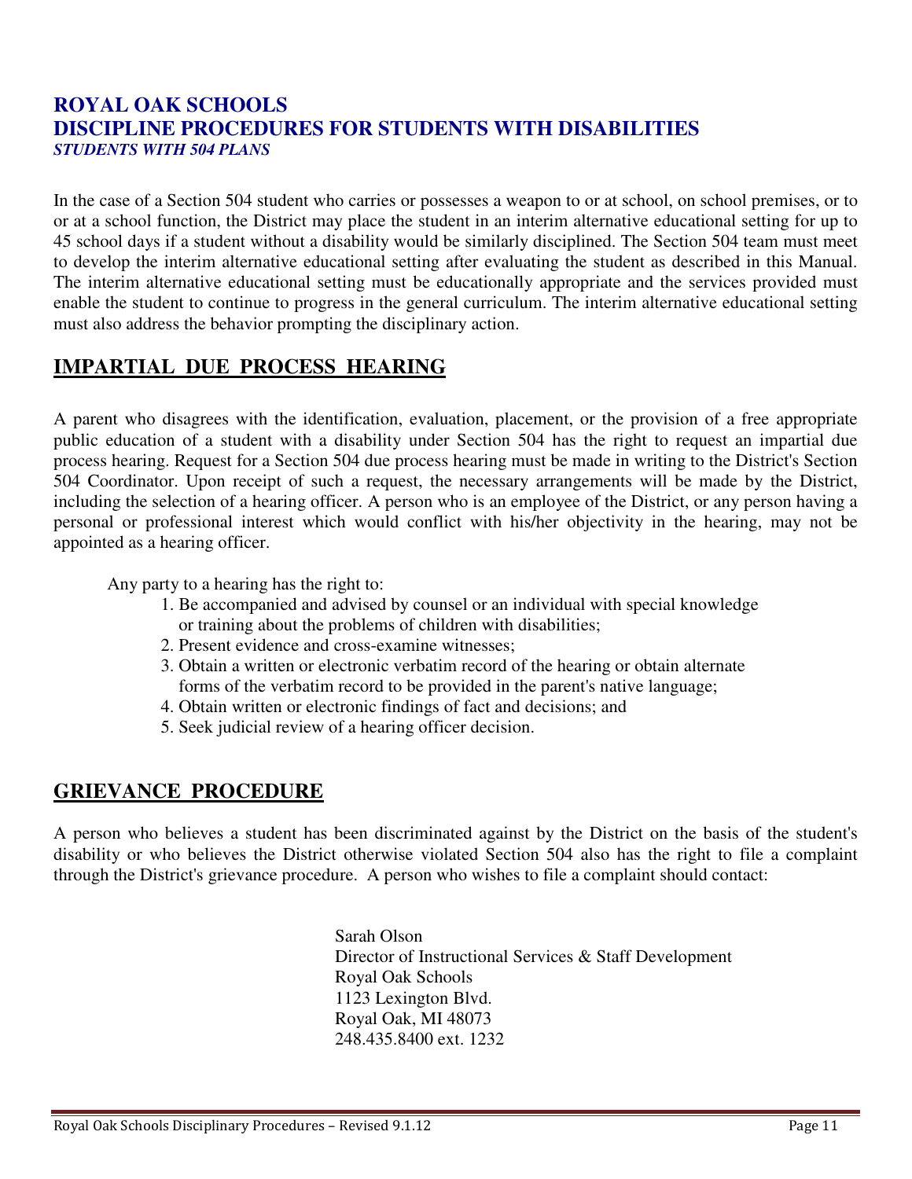# ROYAL OAK SCHOOLS
# DISCIPLINE PROCEDURES FOR STUDENTS WITH DISABILITIES
### *STUDENTS WITH 504 PLANS*

In the case of a Section 504 student who carries or possesses a weapon to or at school, on school premises, or to or at a school function, the District may place the student in an interim alternative educational setting for up to 45 school days if a student without a disability would be similarly disciplined. The Section 504 team must meet to develop the interim alternative educational setting after evaluating the student as described in this Manual. The interim alternative educational setting must be educationally appropriate and the services provided must enable the student to continue to progress in the general curriculum. The interim alternative educational setting must also address the behavior prompting the disciplinary action.

## IMPARTIAL DUE PROCESS HEARING

A parent who disagrees with the identification, evaluation, placement, or the provision of a free appropriate public education of a student with a disability under Section 504 has the right to request an impartial due process hearing. Request for a Section 504 due process hearing must be made in writing to the District's Section 504 Coordinator. Upon receipt of such a request, the necessary arrangements will be made by the District, including the selection of a hearing officer. A person who is an employee of the District, or any person having a personal or professional interest which would conflict with his/her objectivity in the hearing, may not be appointed as a hearing officer.

Any party to a hearing has the right to:

1. Be accompanied and advised by counsel or an individual with special knowledge or training about the problems of children with disabilities;
2. Present evidence and cross-examine witnesses;
3. Obtain a written or electronic verbatim record of the hearing or obtain alternate forms of the verbatim record to be provided in the parent's native language;
4. Obtain written or electronic findings of fact and decisions; and
5. Seek judicial review of a hearing officer decision.

## GRIEVANCE PROCEDURE

A person who believes a student has been discriminated against by the District on the basis of the student's disability or who believes the District otherwise violated Section 504 also has the right to file a complaint through the District's grievance procedure. A person who wishes to file a complaint should contact:

Sarah Olson
Director of Instructional Services & Staff Development
Royal Oak Schools
1123 Lexington Blvd.
Royal Oak, MI 48073
248.435.8400 ext. 1232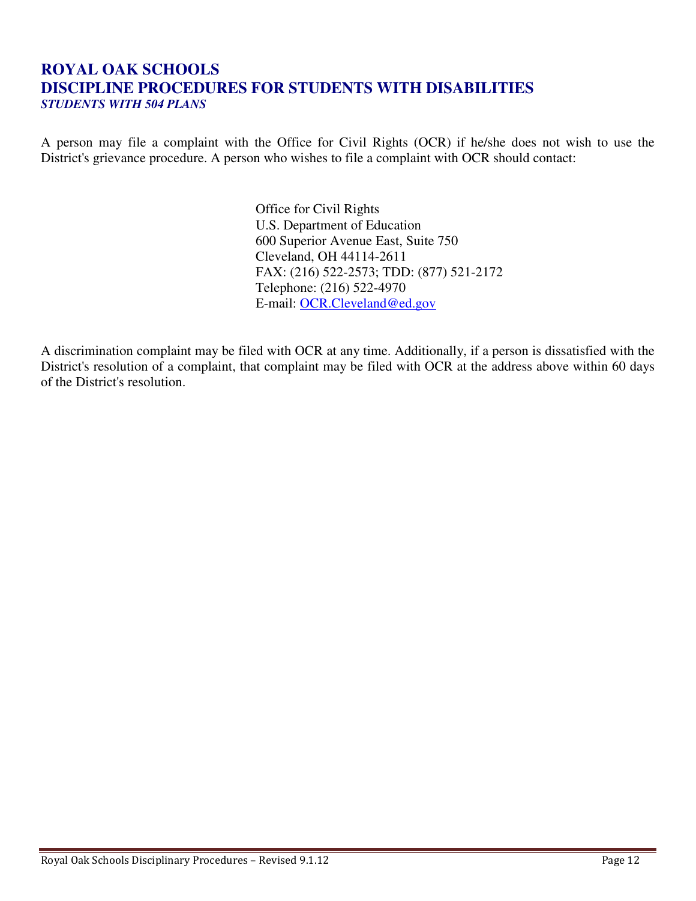# ROYAL OAK SCHOOLS
# DISCIPLINE PROCEDURES FOR STUDENTS WITH DISABILITIES
***STUDENTS WITH 504 PLANS***

A person may file a complaint with the Office for Civil Rights (OCR) if he/she does not wish to use the District's grievance procedure. A person who wishes to file a complaint with OCR should contact:

Office for Civil Rights
U.S. Department of Education
600 Superior Avenue East, Suite 750
Cleveland, OH 44114-2611
FAX: (216) 522-2573; TDD: (877) 521-2172
Telephone: (216) 522-4970
E-mail: OCR.Cleveland@ed.gov

A discrimination complaint may be filed with OCR at any time. Additionally, if a person is dissatisfied with the District's resolution of a complaint, that complaint may be filed with OCR at the address above within 60 days of the District's resolution.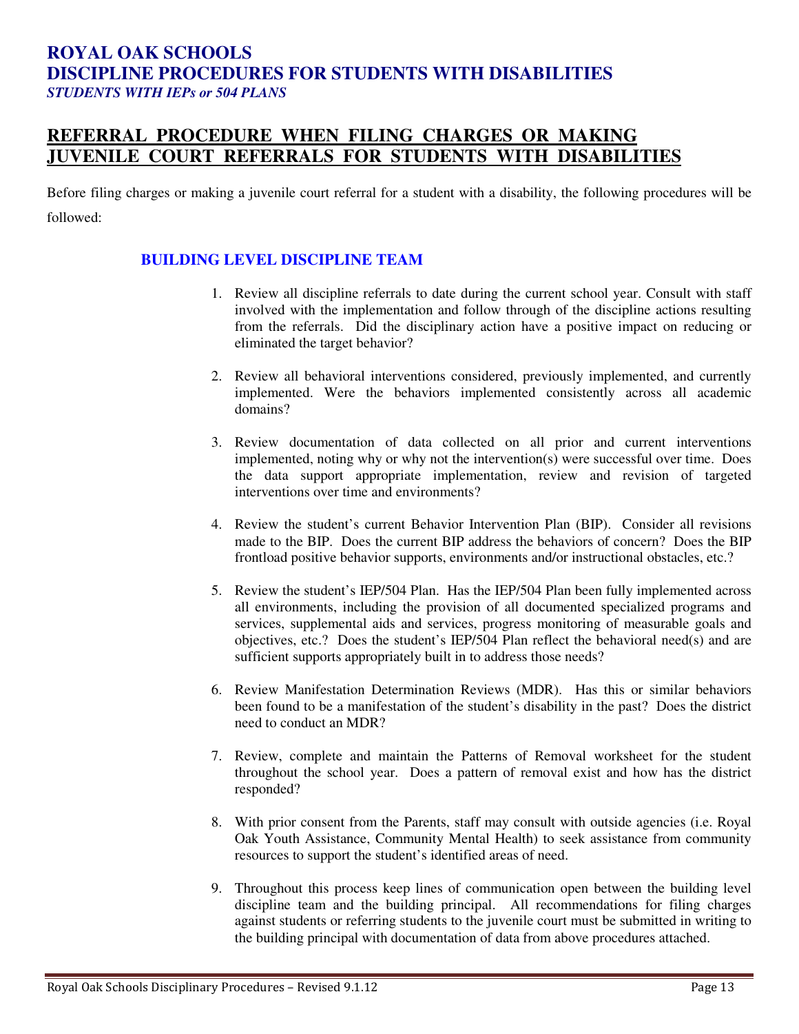# ROYAL OAK SCHOOLS
# DISCIPLINE PROCEDURES FOR STUDENTS WITH DISABILITIES
***STUDENTS WITH IEPs or 504 PLANS***

## REFERRAL PROCEDURE WHEN FILING CHARGES OR MAKING JUVENILE COURT REFERRALS FOR STUDENTS WITH DISABILITIES

Before filing charges or making a juvenile court referral for a student with a disability, the following procedures will be followed:

### BUILDING LEVEL DISCIPLINE TEAM

1. Review all discipline referrals to date during the current school year. Consult with staff involved with the implementation and follow through of the discipline actions resulting from the referrals. Did the disciplinary action have a positive impact on reducing or eliminated the target behavior?

2. Review all behavioral interventions considered, previously implemented, and currently implemented. Were the behaviors implemented consistently across all academic domains?

3. Review documentation of data collected on all prior and current interventions implemented, noting why or why not the intervention(s) were successful over time. Does the data support appropriate implementation, review and revision of targeted interventions over time and environments?

4. Review the student's current Behavior Intervention Plan (BIP). Consider all revisions made to the BIP. Does the current BIP address the behaviors of concern? Does the BIP frontload positive behavior supports, environments and/or instructional obstacles, etc.?

5. Review the student's IEP/504 Plan. Has the IEP/504 Plan been fully implemented across all environments, including the provision of all documented specialized programs and services, supplemental aids and services, progress monitoring of measurable goals and objectives, etc.? Does the student's IEP/504 Plan reflect the behavioral need(s) and are sufficient supports appropriately built in to address those needs?

6. Review Manifestation Determination Reviews (MDR). Has this or similar behaviors been found to be a manifestation of the student's disability in the past? Does the district need to conduct an MDR?

7. Review, complete and maintain the Patterns of Removal worksheet for the student throughout the school year. Does a pattern of removal exist and how has the district responded?

8. With prior consent from the Parents, staff may consult with outside agencies (i.e. Royal Oak Youth Assistance, Community Mental Health) to seek assistance from community resources to support the student's identified areas of need.

9. Throughout this process keep lines of communication open between the building level discipline team and the building principal. All recommendations for filing charges against students or referring students to the juvenile court must be submitted in writing to the building principal with documentation of data from above procedures attached.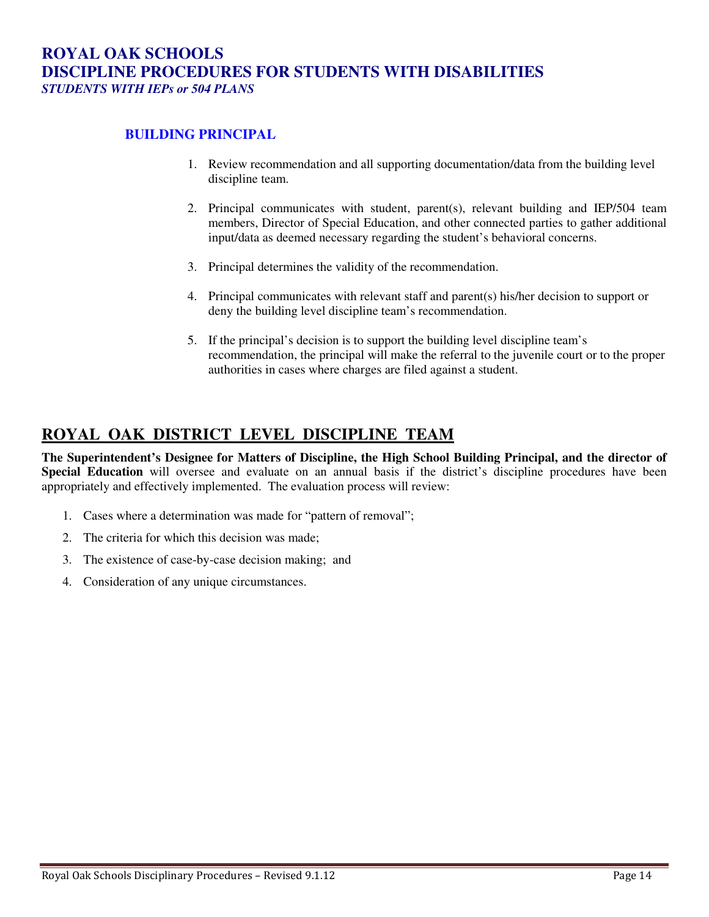# ROYAL OAK SCHOOLS
# DISCIPLINE PROCEDURES FOR STUDENTS WITH DISABILITIES
***STUDENTS WITH IEPs or 504 PLANS***

### BUILDING PRINCIPAL

1. Review recommendation and all supporting documentation/data from the building level discipline team.

2. Principal communicates with student, parent(s), relevant building and IEP/504 team members, Director of Special Education, and other connected parties to gather additional input/data as deemed necessary regarding the student's behavioral concerns.

3. Principal determines the validity of the recommendation.

4. Principal communicates with relevant staff and parent(s) his/her decision to support or deny the building level discipline team's recommendation.

5. If the principal's decision is to support the building level discipline team's recommendation, the principal will make the referral to the juvenile court or to the proper authorities in cases where charges are filed against a student.

## ROYAL OAK DISTRICT LEVEL DISCIPLINE TEAM

**The Superintendent's Designee for Matters of Discipline, the High School Building Principal, and the director of Special Education** will oversee and evaluate on an annual basis if the district's discipline procedures have been appropriately and effectively implemented. The evaluation process will review:

1. Cases where a determination was made for "pattern of removal";
2. The criteria for which this decision was made;
3. The existence of case-by-case decision making; and
4. Consideration of any unique circumstances.